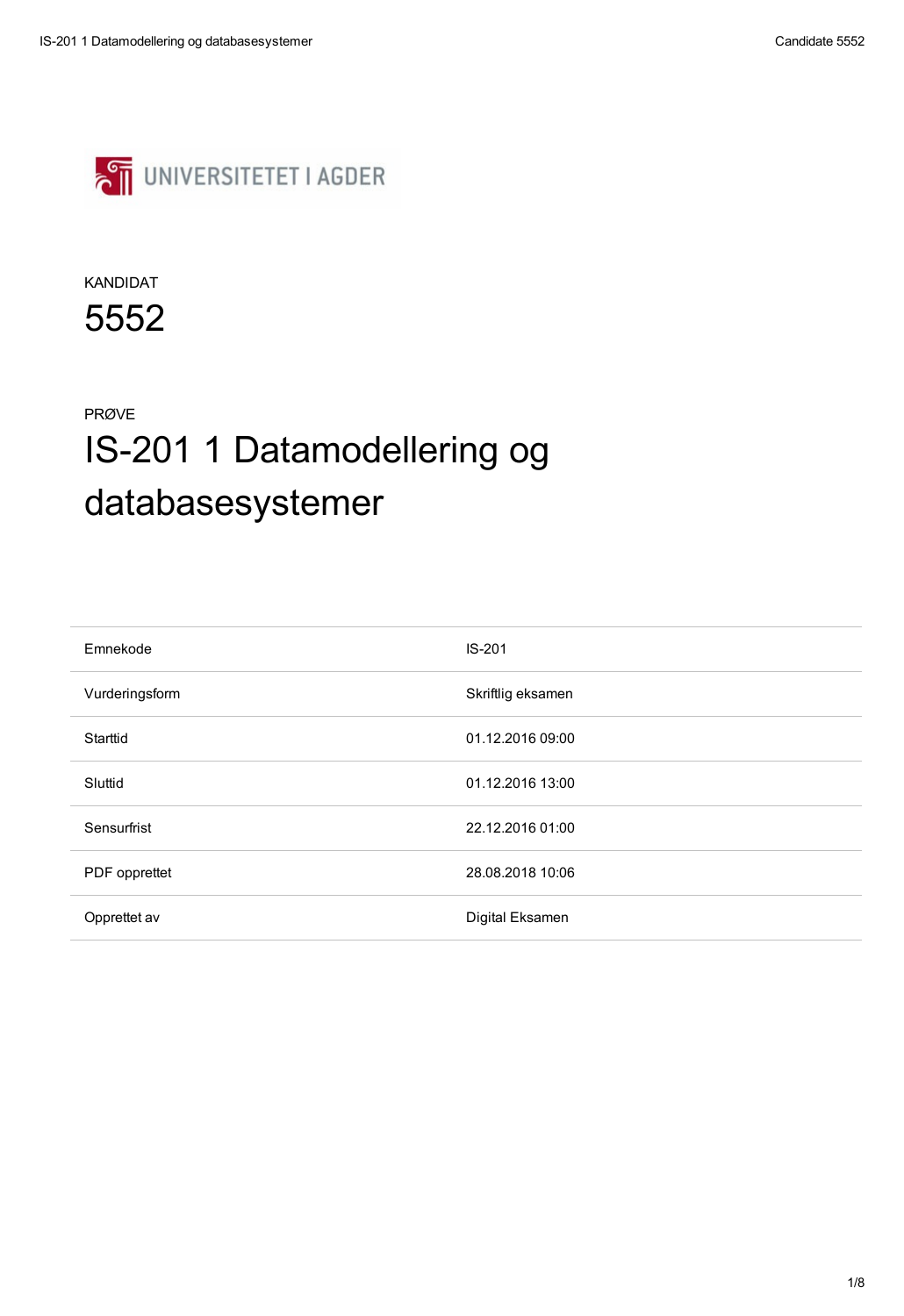UNIVERSITETET I AGDER

KANDIDAT

# 5552

PRØVE

# IS-201 1 Datamodellering og databasesystemer

| | |
|---|---|
| Emnekode | IS-201 |
| Vurderingsform | Skriftlig eksamen |
| Starttid | 01.12.2016 09:00 |
| Sluttid | 01.12.2016 13:00 |
| Sensurfrist | 22.12.2016 01:00 |
| PDF opprettet | 28.08.2018 10:06 |
| Opprettet av | Digital Eksamen |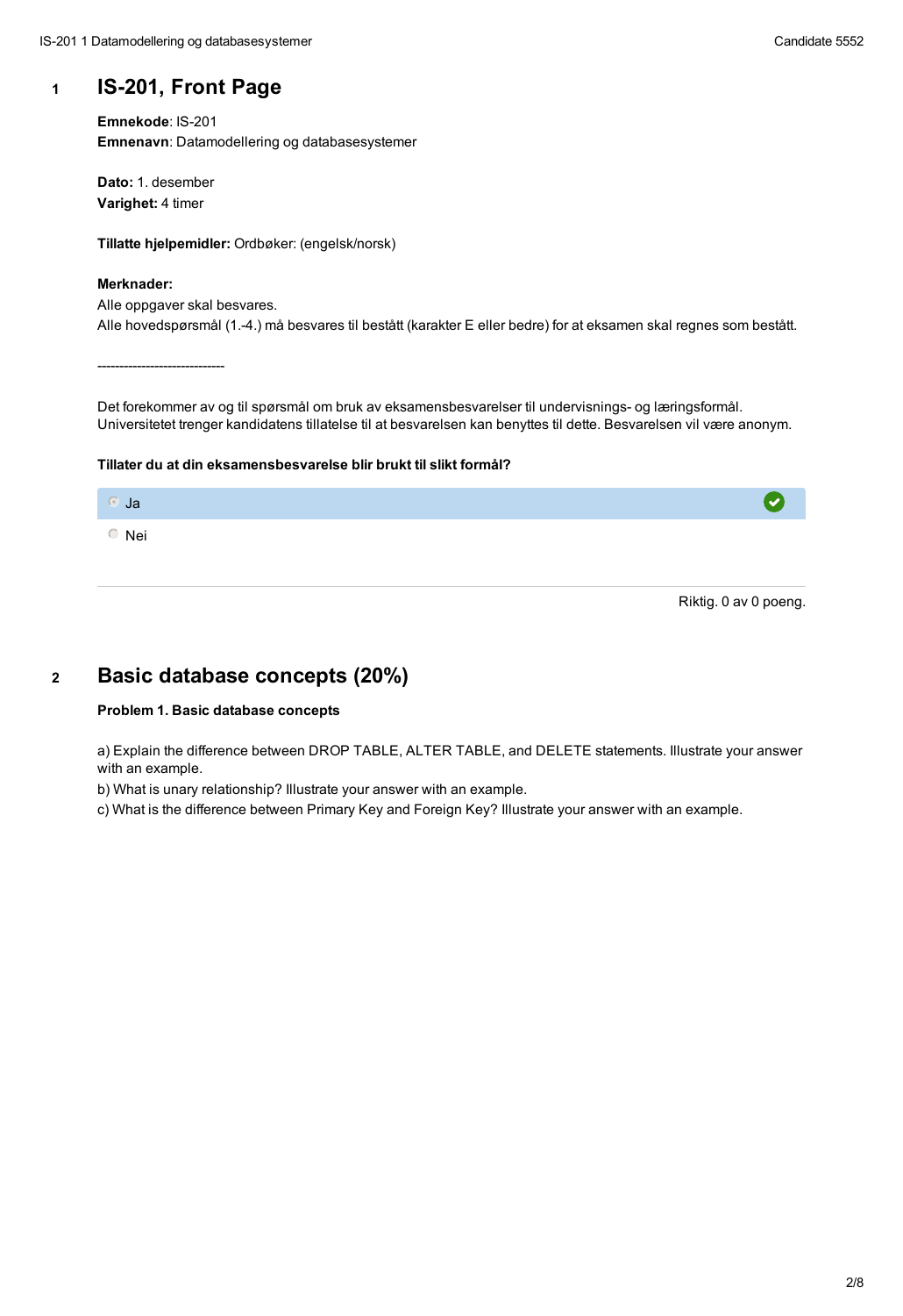## 1 IS-201, Front Page

**Emnekode**: IS-201
**Emnenavn**: Datamodellering og databasesystemer

**Dato:** 1. desember
**Varighet:** 4 timer

**Tillatte hjelpemidler:** Ordbøker: (engelsk/norsk)

**Merknader:**
Alle oppgaver skal besvares.
Alle hovedspørsmål (1.-4.) må besvares til bestått (karakter E eller bedre) for at eksamen skal regnes som bestått.

-----------------------------

Det forekommer av og til spørsmål om bruk av eksamensbesvarelser til undervisnings- og læringsformål. Universitetet trenger kandidatens tillatelse til at besvarelsen kan benyttes til dette. Besvarelsen vil være anonym.

**Tillater du at din eksamensbesvarelse blir brukt til slikt formål?**

- [x] Ja
- [ ] Nei

Riktig. 0 av 0 poeng.

## 2 Basic database concepts (20%)

**Problem 1. Basic database concepts**

a) Explain the difference between DROP TABLE, ALTER TABLE, and DELETE statements. Illustrate your answer with an example.

b) What is unary relationship? Illustrate your answer with an example.

c) What is the difference between Primary Key and Foreign Key? Illustrate your answer with an example.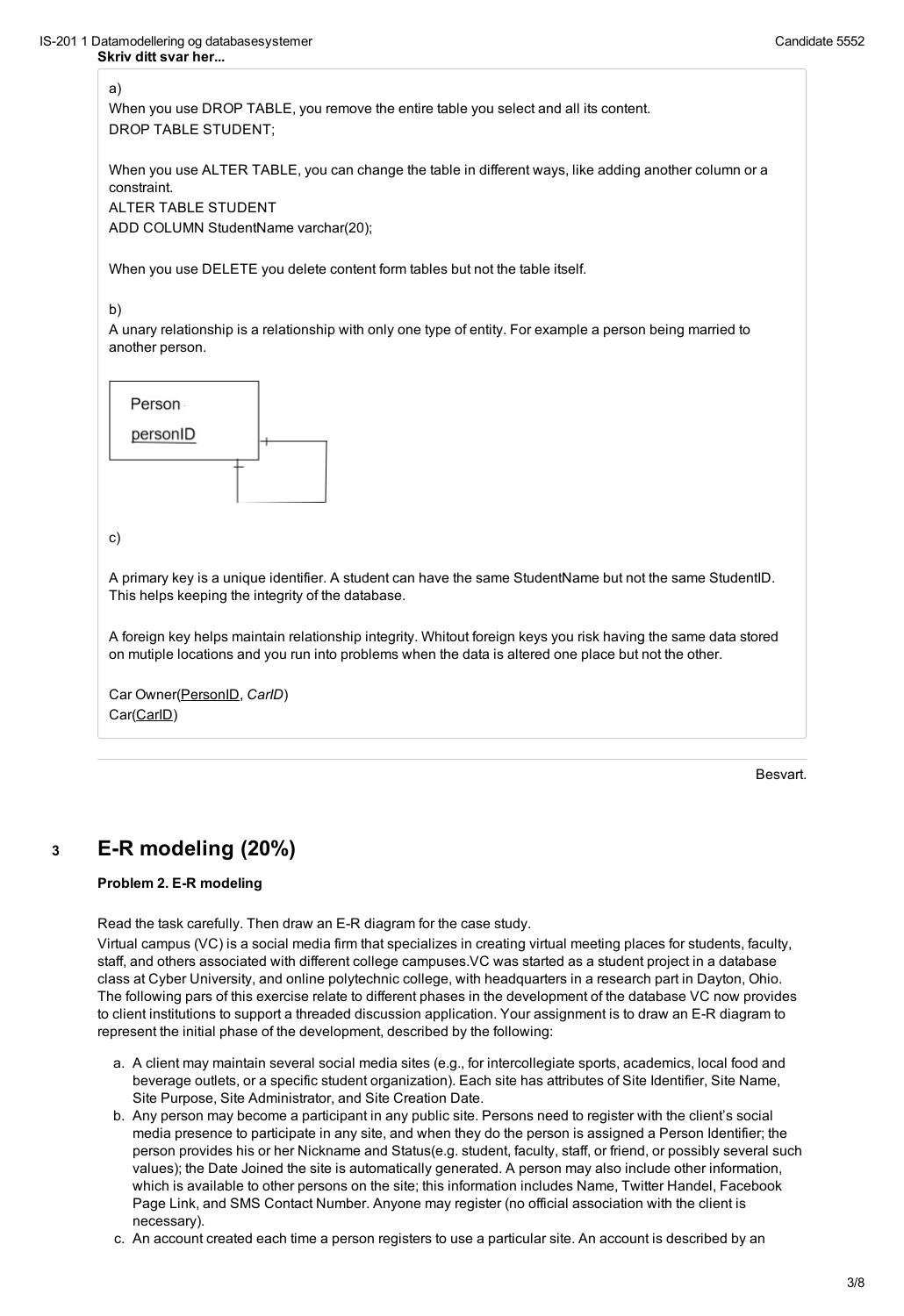**Skriv ditt svar her...**

a)
When you use DROP TABLE, you remove the entire table you select and all its content.
DROP TABLE STUDENT;

When you use ALTER TABLE, you can change the table in different ways, like adding another column or a constraint.
ALTER TABLE STUDENT
ADD COLUMN StudentName varchar(20);

When you use DELETE you delete content form tables but not the table itself.

b)
A unary relationship is a relationship with only one type of entity. For example a person being married to another person.

Person
<u>personID</u>

c)

A primary key is a unique identifier. A student can have the same StudentName but not the same StudentID. This helps keeping the integrity of the database.

A foreign key helps maintain relationship integrity. Whitout foreign keys you risk having the same data stored on mutiple locations and you run into problems when the data is altered one place but not the other.

Car Owner(<u>PersonID</u>, *CarID*)
Car(<u>CarID</u>)

Besvart.

## 3 E-R modeling (20%)

**Problem 2. E-R modeling**

Read the task carefully. Then draw an E-R diagram for the case study.
Virtual campus (VC) is a social media firm that specializes in creating virtual meeting places for students, faculty, staff, and others associated with different college campuses.VC was started as a student project in a database class at Cyber University, and online polytechnic college, with headquarters in a research part in Dayton, Ohio. The following pars of this exercise relate to different phases in the development of the database VC now provides to client institutions to support a threaded discussion application. Your assignment is to draw an E-R diagram to represent the initial phase of the development, described by the following:

a. A client may maintain several social media sites (e.g., for intercollegiate sports, academics, local food and beverage outlets, or a specific student organization). Each site has attributes of Site Identifier, Site Name, Site Purpose, Site Administrator, and Site Creation Date.
b. Any person may become a participant in any public site. Persons need to register with the client's social media presence to participate in any site, and when they do the person is assigned a Person Identifier; the person provides his or her Nickname and Status(e.g. student, faculty, staff, or friend, or possibly several such values); the Date Joined the site is automatically generated. A person may also include other information, which is available to other persons on the site; this information includes Name, Twitter Handel, Facebook Page Link, and SMS Contact Number. Anyone may register (no official association with the client is necessary).
c. An account created each time a person registers to use a particular site. An account is described by an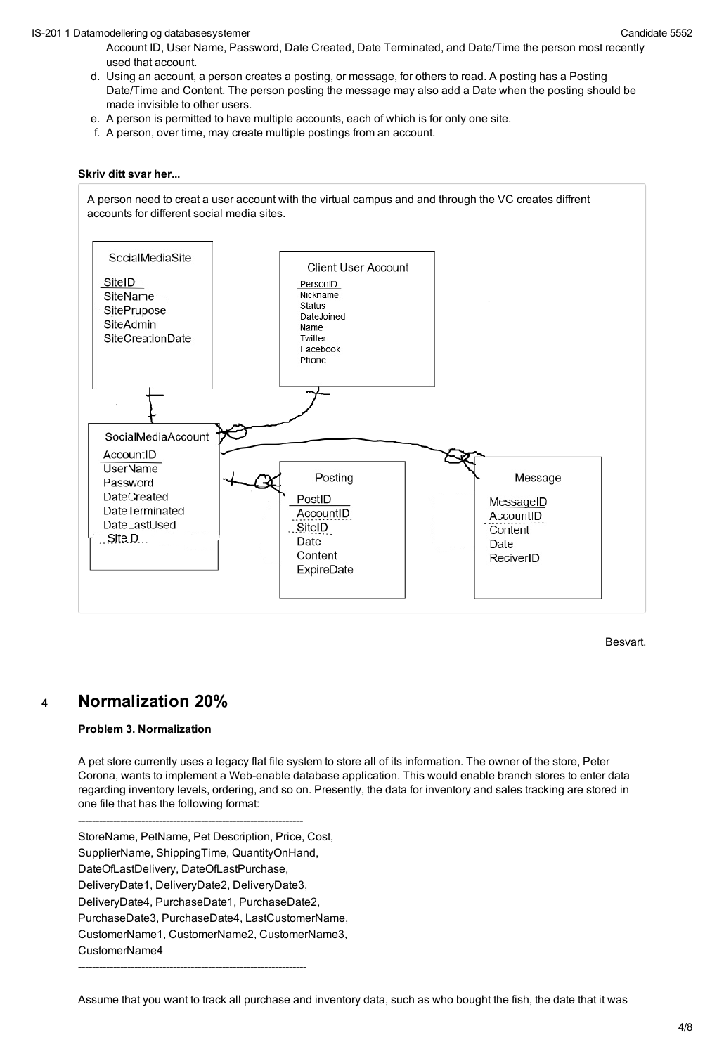Account ID, User Name, Password, Date Created, Date Terminated, and Date/Time the person most recently used that account.

d. Using an account, a person creates a posting, or message, for others to read. A posting has a Posting Date/Time and Content. The person posting the message may also add a Date when the posting should be made invisible to other users.
e. A person is permitted to have multiple accounts, each of which is for only one site.
f. A person, over time, may create multiple postings from an account.

**Skriv ditt svar her...**

A person need to creat a user account with the virtual campus and and through the VC creates diffrent accounts for different social media sites.

SocialMediaSite
- SiteID
- SiteName
- SitePrupose
- SiteAdmin
- SiteCreationDate

Client User Account
- PersonID
- Nickname
- Status
- DateJoined
- Name
- Twitter
- Facebook
- Phone

SocialMediaAccount
- AccountID
- UserName
- Password
- DateCreated
- DateTerminated
- DateLastUsed
- SiteID

Posting
- PostID
- AccountID
- SiteID
- Date
- Content
- ExpireDate

Message
- MessageID
- AccountID
- Content
- Date
- ReciverID

Besvart.

## 4 Normalization 20%

**Problem 3. Normalization**

A pet store currently uses a legacy flat file system to store all of its information. The owner of the store, Peter Corona, wants to implement a Web-enable database application. This would enable branch stores to enter data regarding inventory levels, ordering, and so on. Presently, the data for inventory and sales tracking are stored in one file that has the following format:

---

StoreName, PetName, Pet Description, Price, Cost,
SupplierName, ShippingTime, QuantityOnHand,
DateOfLastDelivery, DateOfLastPurchase,
DeliveryDate1, DeliveryDate2, DeliveryDate3,
DeliveryDate4, PurchaseDate1, PurchaseDate2,
PurchaseDate3, PurchaseDate4, LastCustomerName,
CustomerName1, CustomerName2, CustomerName3,
CustomerName4

---

Assume that you want to track all purchase and inventory data, such as who bought the fish, the date that it was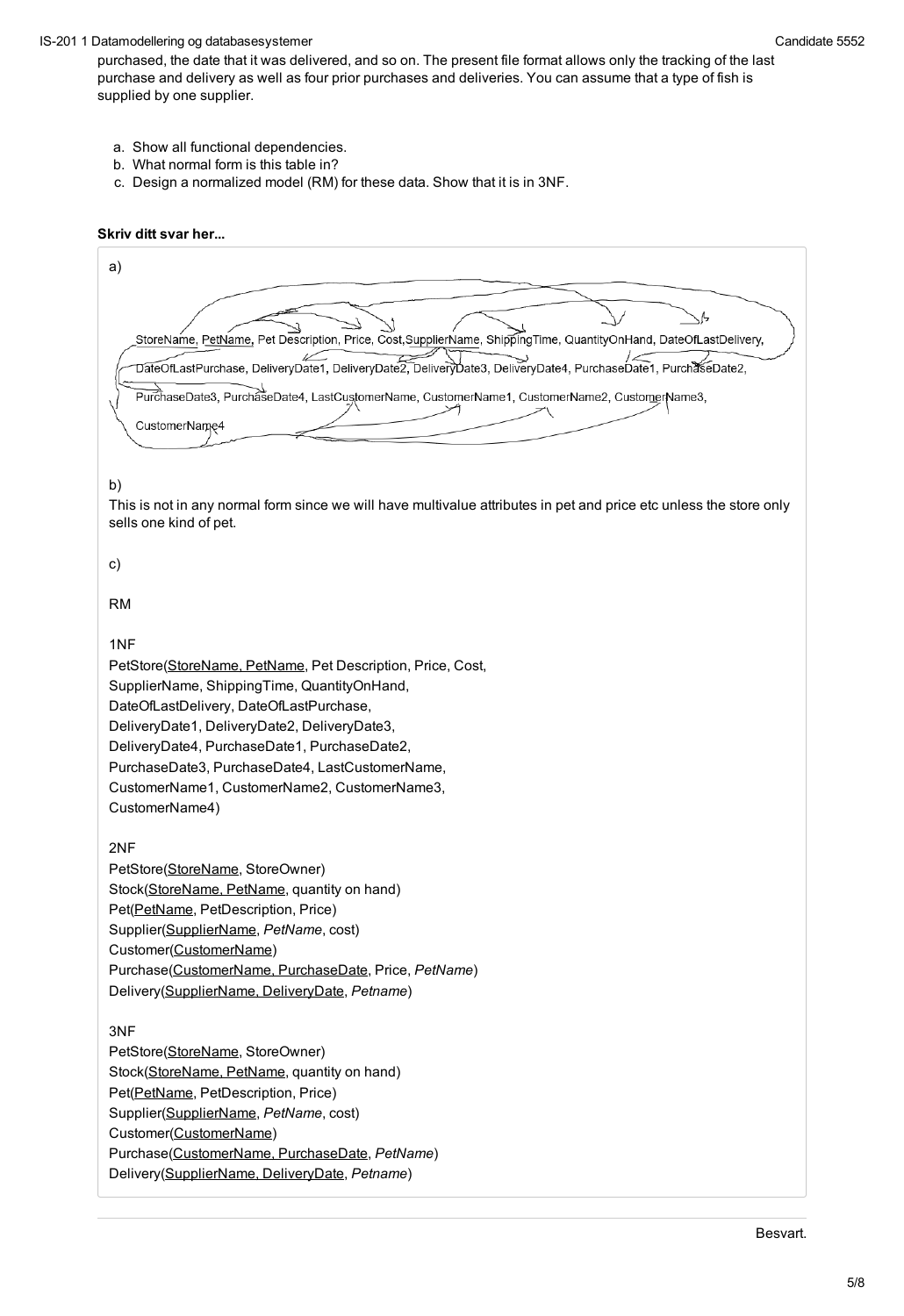purchased, the date that it was delivered, and so on. The present file format allows only the tracking of the last purchase and delivery as well as four prior purchases and deliveries. You can assume that a type of fish is supplied by one supplier.

a. Show all functional dependencies.
b. What normal form is this table in?
c. Design a normalized model (RM) for these data. Show that it is in 3NF.

**Skriv ditt svar her...**

a)

StoreName, PetName, Pet Description, Price, Cost, SupplierName, ShippingTime, QuantityOnHand, DateOfLastDelivery, DateOfLastPurchase, DeliveryDate1, DeliveryDate2, DeliveryDate3, DeliveryDate4, PurchaseDate1, PurchaseDate2, PurchaseDate3, PurchaseDate4, LastCustomerName, CustomerName1, CustomerName2, CustomerName3, CustomerName4

b)

This is not in any normal form since we will have multivalue attributes in pet and price etc unless the store only sells one kind of pet.

c)

RM

1NF

PetStore(<u>StoreName, PetName</u>, Pet Description, Price, Cost, SupplierName, ShippingTime, QuantityOnHand, DateOfLastDelivery, DateOfLastPurchase, DeliveryDate1, DeliveryDate2, DeliveryDate3, DeliveryDate4, PurchaseDate1, PurchaseDate2, PurchaseDate3, PurchaseDate4, LastCustomerName, CustomerName1, CustomerName2, CustomerName3, CustomerName4)

2NF

PetStore(<u>StoreName</u>, StoreOwner)
Stock(<u>StoreName, PetName</u>, quantity on hand)
Pet(<u>PetName</u>, PetDescription, Price)
Supplier(<u>SupplierName</u>, *PetName*, cost)
Customer(<u>CustomerName</u>)
Purchase(<u>CustomerName, PurchaseDate</u>, Price, *PetName*)
Delivery(<u>SupplierName, DeliveryDate</u>, *Petname*)

3NF

PetStore(<u>StoreName</u>, StoreOwner)
Stock(<u>StoreName, PetName</u>, quantity on hand)
Pet(<u>PetName</u>, PetDescription, Price)
Supplier(<u>SupplierName</u>, *PetName*, cost)
Customer(<u>CustomerName</u>)
Purchase(<u>CustomerName, PurchaseDate</u>, *PetName*)
Delivery(<u>SupplierName, DeliveryDate</u>, *Petname*)

Besvart.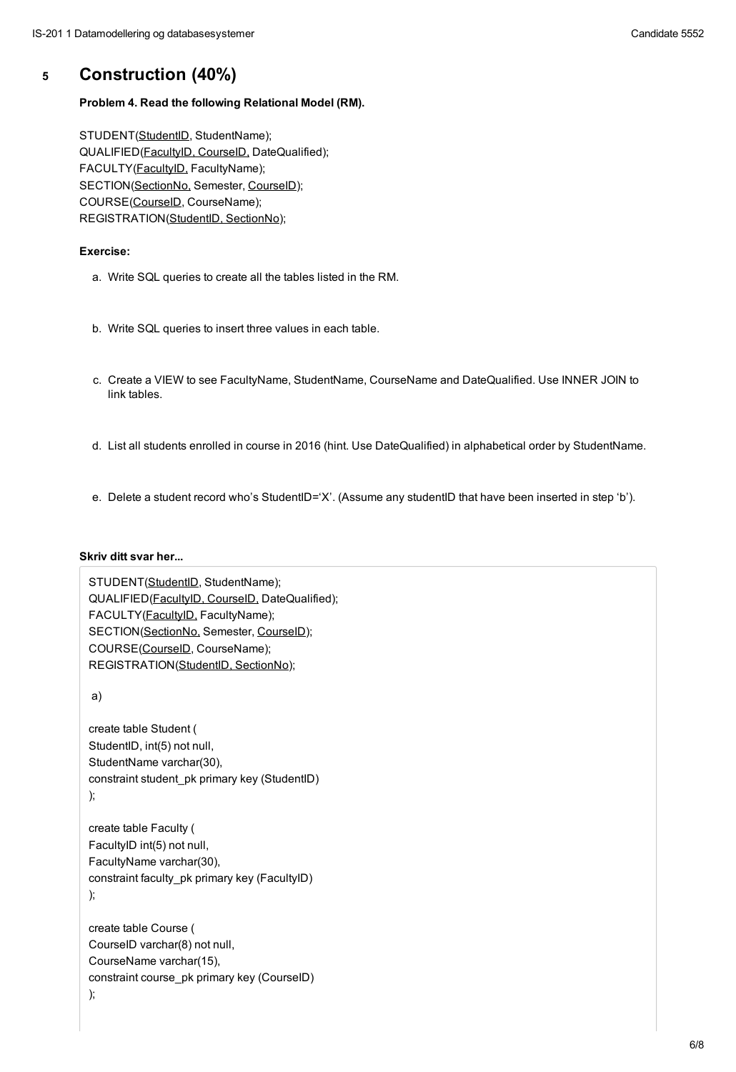# 5 Construction (40%)

**Problem 4. Read the following Relational Model (RM).**

STUDENT(<u>StudentID</u>, StudentName);
QUALIFIED(<u>FacultyID, CourseID,</u> DateQualified);
FACULTY(<u>FacultyID,</u> FacultyName);
SECTION(<u>SectionNo,</u> Semester, <u>CourseID</u>);
COURSE(<u>CourseID</u>, CourseName);
REGISTRATION(<u>StudentID, SectionNo</u>);

**Exercise:**

a. Write SQL queries to create all the tables listed in the RM.

b. Write SQL queries to insert three values in each table.

c. Create a VIEW to see FacultyName, StudentName, CourseName and DateQualified. Use INNER JOIN to link tables.

d. List all students enrolled in course in 2016 (hint. Use DateQualified) in alphabetical order by StudentName.

e. Delete a student record who's StudentID='X'. (Assume any studentID that have been inserted in step 'b').

**Skriv ditt svar her...**

STUDENT(<u>StudentID</u>, StudentName);
QUALIFIED(<u>FacultyID, CourseID,</u> DateQualified);
FACULTY(<u>FacultyID,</u> FacultyName);
SECTION(<u>SectionNo,</u> Semester, <u>CourseID</u>);
COURSE(<u>CourseID</u>, CourseName);
REGISTRATION(<u>StudentID, SectionNo</u>);

a)

```
create table Student (
StudentID, int(5) not null,
StudentName varchar(30),
constraint student_pk primary key (StudentID)
);

create table Faculty (
FacultyID int(5) not null,
FacultyName varchar(30),
constraint faculty_pk primary key (FacultyID)
);

create table Course (
CourseID varchar(8) not null,
CourseName varchar(15),
constraint course_pk primary key (CourseID)
);
```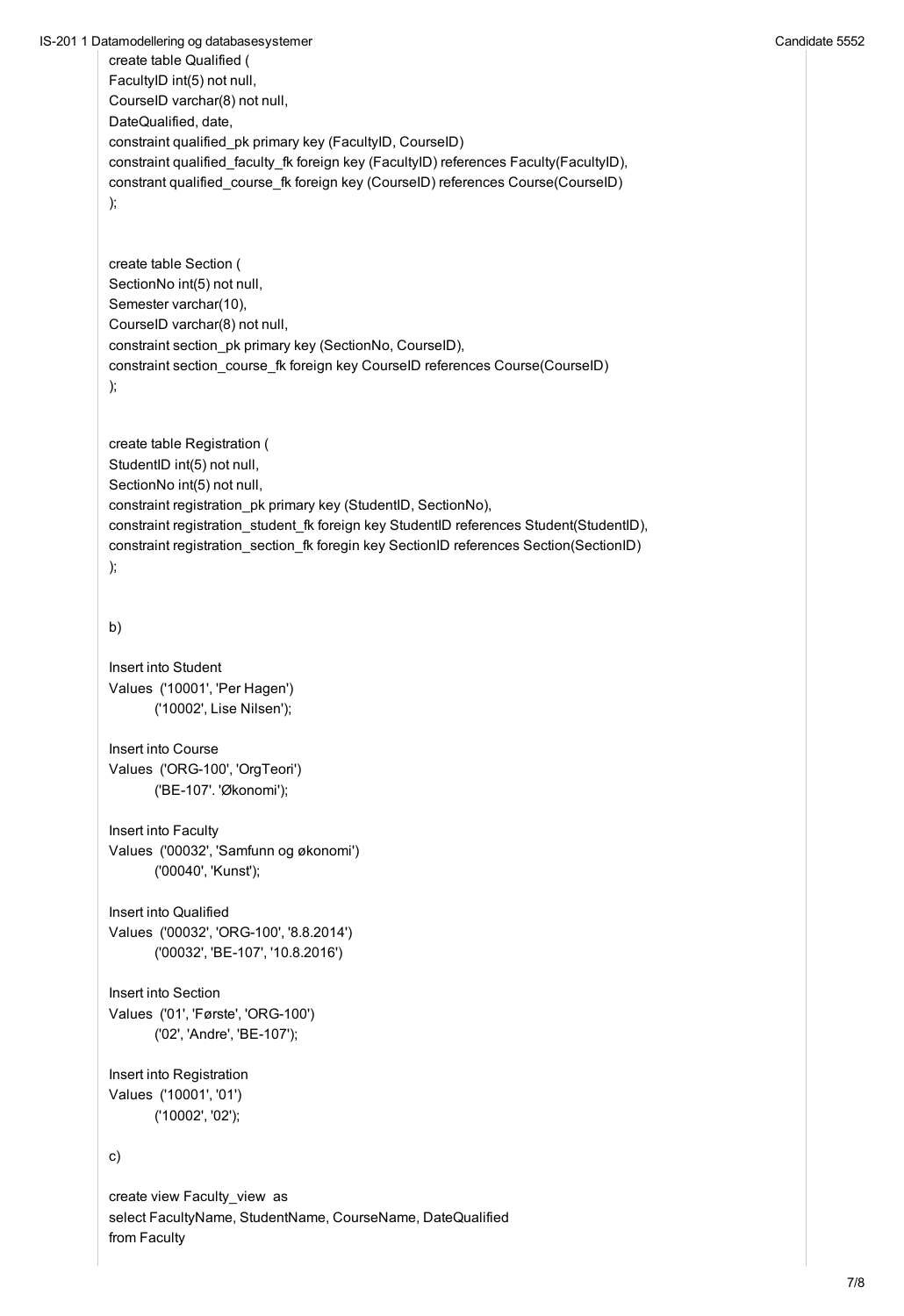```
create table Qualified (
FacultyID int(5) not null,
CourseID varchar(8) not null,
DateQualified, date,
constraint qualified_pk primary key (FacultyID, CourseID)
constraint qualified_faculty_fk foreign key (FacultyID) references Faculty(FacultyID),
constrant qualified_course_fk foreign key (CourseID) references Course(CourseID)
);


create table Section (
SectionNo int(5) not null,
Semester varchar(10),
CourseID varchar(8) not null,
constraint section_pk primary key (SectionNo, CourseID),
constraint section_course_fk foreign key CourseID references Course(CourseID)
);


create table Registration (
StudentID int(5) not null,
SectionNo int(5) not null,
constraint registration_pk primary key (StudentID, SectionNo),
constraint registration_student_fk foreign key StudentID references Student(StudentID),
constraint registration_section_fk foregin key SectionID references Section(SectionID)
);
```

b)

```
Insert into Student
Values  ('10001', 'Per Hagen')
        ('10002', Lise Nilsen');

Insert into Course
Values  ('ORG-100', 'OrgTeori')
        ('BE-107'. 'Økonomi');

Insert into Faculty
Values  ('00032', 'Samfunn og økonomi')
        ('00040', 'Kunst');

Insert into Qualified
Values  ('00032', 'ORG-100', '8.8.2014')
        ('00032', 'BE-107', '10.8.2016')

Insert into Section
Values  ('01', 'Første', 'ORG-100')
        ('02', 'Andre', 'BE-107');

Insert into Registration
Values  ('10001', '01')
        ('10002', '02');
```

c)

```
create view Faculty_view  as
select FacultyName, StudentName, CourseName, DateQualified
from Faculty
```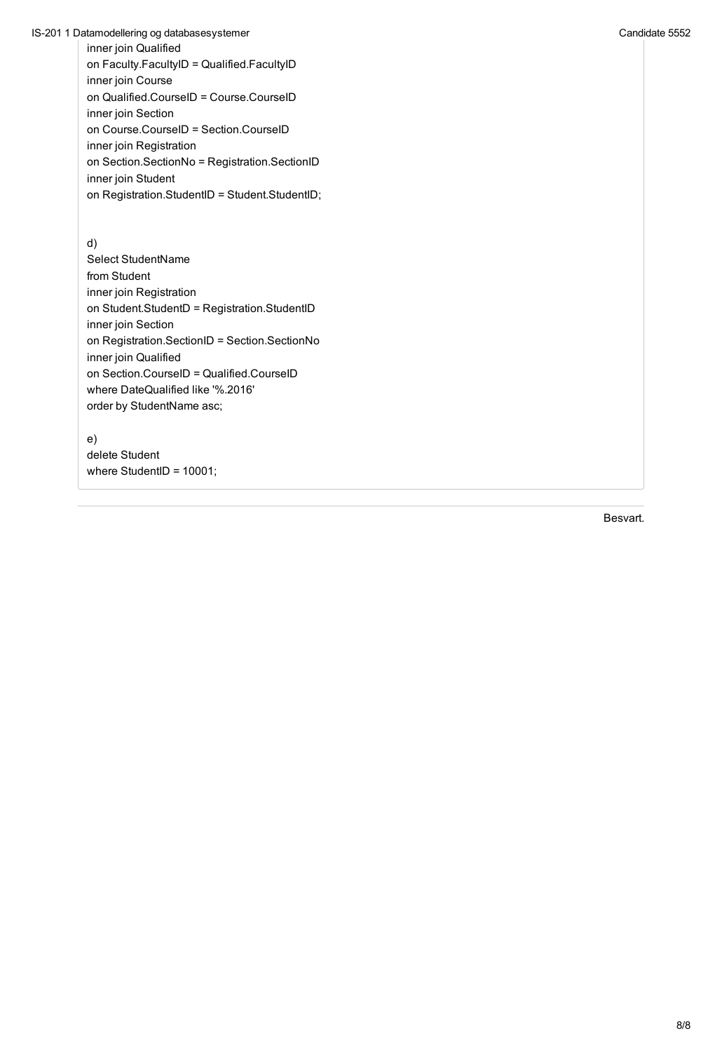```
inner join Qualified
on Faculty.FacultyID = Qualified.FacultyID
inner join Course
on Qualified.CourseID = Course.CourseID
inner join Section
on Course.CourseID = Section.CourseID
inner join Registration
on Section.SectionNo = Registration.SectionID
inner join Student
on Registration.StudentID = Student.StudentID;
```

d)

```
Select StudentName
from Student
inner join Registration
on Student.StudentD = Registration.StudentID
inner join Section
on Registration.SectionID = Section.SectionNo
inner join Qualified
on Section.CourseID = Qualified.CourseID
where DateQualified like '%.2016'
order by StudentName asc;
```

e)

```
delete Student
where StudentID = 10001;
```

Besvart.